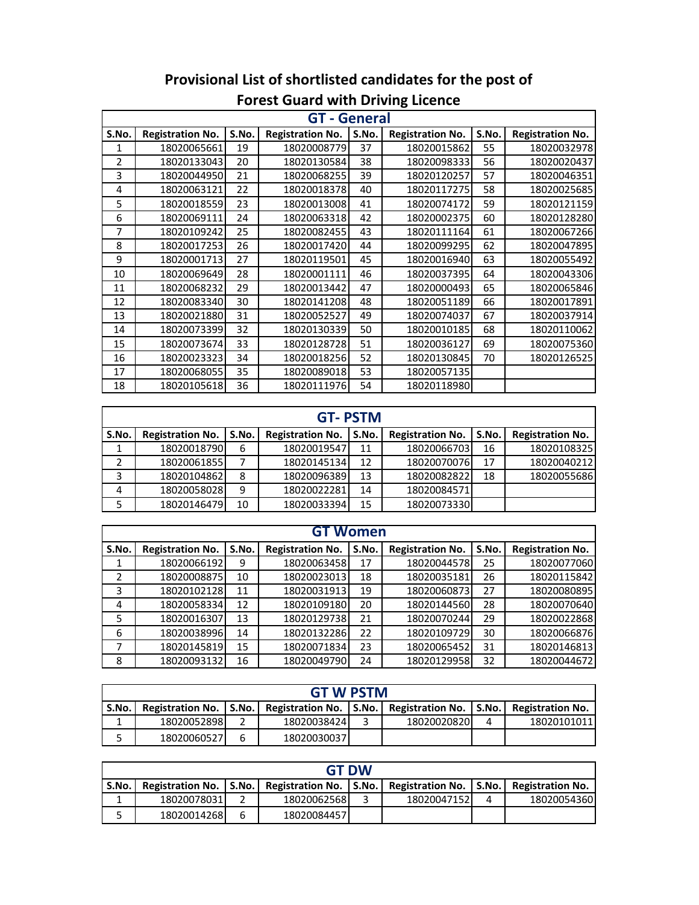# Provisional List of shortlisted candidates for the post of Forest Guard with Driving Licence

## GT - General

| S.No. | Registration No. | S.No. | Registration No. | S.No. | Registration No. | S.No. | Registration No. |
|---|---|---|---|---|---|---|---|
| 1 | 18020065661 | 19 | 18020008779 | 37 | 18020015862 | 55 | 18020032978 |
| 2 | 18020133043 | 20 | 18020130584 | 38 | 18020098333 | 56 | 18020020437 |
| 3 | 18020044950 | 21 | 18020068255 | 39 | 18020120257 | 57 | 18020046351 |
| 4 | 18020063121 | 22 | 18020018378 | 40 | 18020117275 | 58 | 18020025685 |
| 5 | 18020018559 | 23 | 18020013008 | 41 | 18020074172 | 59 | 18020121159 |
| 6 | 18020069111 | 24 | 18020063318 | 42 | 18020002375 | 60 | 18020128280 |
| 7 | 18020109242 | 25 | 18020082455 | 43 | 18020111164 | 61 | 18020067266 |
| 8 | 18020017253 | 26 | 18020017420 | 44 | 18020099295 | 62 | 18020047895 |
| 9 | 18020001713 | 27 | 18020119501 | 45 | 18020016940 | 63 | 18020055492 |
| 10 | 18020069649 | 28 | 18020001111 | 46 | 18020037395 | 64 | 18020043306 |
| 11 | 18020068232 | 29 | 18020013442 | 47 | 18020000493 | 65 | 18020065846 |
| 12 | 18020083340 | 30 | 18020141208 | 48 | 18020051189 | 66 | 18020017891 |
| 13 | 18020021880 | 31 | 18020052527 | 49 | 18020074037 | 67 | 18020037914 |
| 14 | 18020073399 | 32 | 18020130339 | 50 | 18020010185 | 68 | 18020110062 |
| 15 | 18020073674 | 33 | 18020128728 | 51 | 18020036127 | 69 | 18020075360 |
| 16 | 18020023323 | 34 | 18020018256 | 52 | 18020130845 | 70 | 18020126525 |
| 17 | 18020068055 | 35 | 18020089018 | 53 | 18020057135 | | |
| 18 | 18020105618 | 36 | 18020111976 | 54 | 18020118980 | | |

## GT- PSTM

| S.No. | Registration No. | S.No. | Registration No. | S.No. | Registration No. | S.No. | Registration No. |
|---|---|---|---|---|---|---|---|
| 1 | 18020018790 | 6 | 18020019547 | 11 | 18020066703 | 16 | 18020108325 |
| 2 | 18020061855 | 7 | 18020145134 | 12 | 18020070076 | 17 | 18020040212 |
| 3 | 18020104862 | 8 | 18020096389 | 13 | 18020082822 | 18 | 18020055686 |
| 4 | 18020058028 | 9 | 18020022281 | 14 | 18020084571 | | |
| 5 | 18020146479 | 10 | 18020033394 | 15 | 18020073330 | | |

## GT Women

| S.No. | Registration No. | S.No. | Registration No. | S.No. | Registration No. | S.No. | Registration No. |
|---|---|---|---|---|---|---|---|
| 1 | 18020066192 | 9 | 18020063458 | 17 | 18020044578 | 25 | 18020077060 |
| 2 | 18020008875 | 10 | 18020023013 | 18 | 18020035181 | 26 | 18020115842 |
| 3 | 18020102128 | 11 | 18020031913 | 19 | 18020060873 | 27 | 18020080895 |
| 4 | 18020058334 | 12 | 18020109180 | 20 | 18020144560 | 28 | 18020070640 |
| 5 | 18020016307 | 13 | 18020129738 | 21 | 18020070244 | 29 | 18020022868 |
| 6 | 18020038996 | 14 | 18020132286 | 22 | 18020109729 | 30 | 18020066876 |
| 7 | 18020145819 | 15 | 18020071834 | 23 | 18020065452 | 31 | 18020146813 |
| 8 | 18020093132 | 16 | 18020049790 | 24 | 18020129958 | 32 | 18020044672 |

## GT W PSTM

| S.No. | Registration No. | S.No. | Registration No. | S.No. | Registration No. | S.No. | Registration No. |
|---|---|---|---|---|---|---|---|
| 1 | 18020052898 | 2 | 18020038424 | 3 | 18020020820 | 4 | 18020101011 |
| 5 | 18020060527 | 6 | 18020030037 | | | | |

## GT DW

| S.No. | Registration No. | S.No. | Registration No. | S.No. | Registration No. | S.No. | Registration No. |
|---|---|---|---|---|---|---|---|
| 1 | 18020078031 | 2 | 18020062568 | 3 | 18020047152 | 4 | 18020054360 |
| 5 | 18020014268 | 6 | 18020084457 | | | | |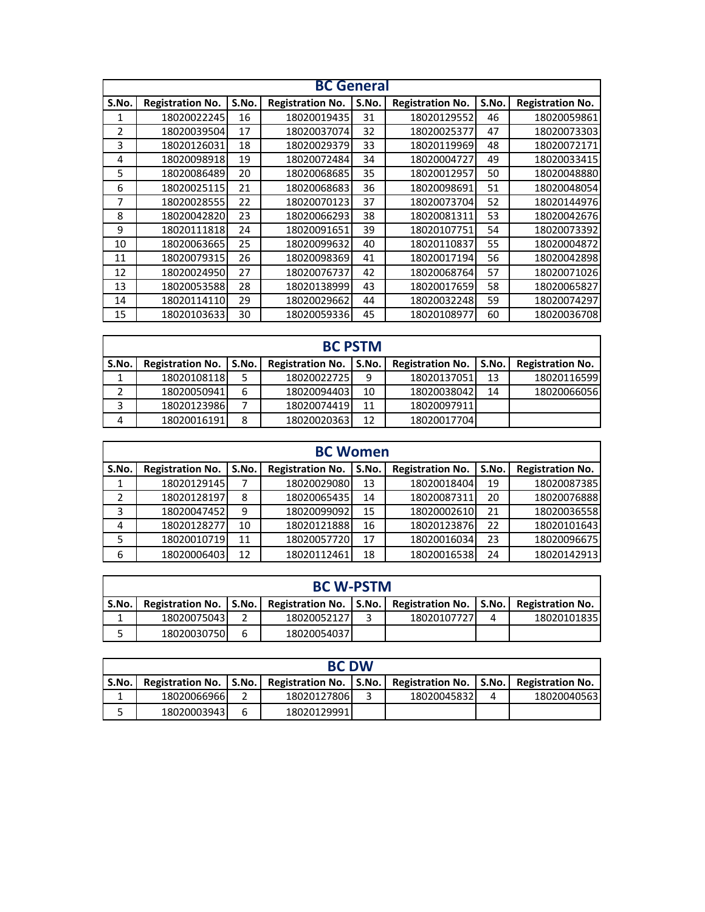## BC General

| S.No. | Registration No. | S.No. | Registration No. | S.No. | Registration No. | S.No. | Registration No. |
|---|---|---|---|---|---|---|---|
| 1 | 18020022245 | 16 | 18020019435 | 31 | 18020129552 | 46 | 18020059861 |
| 2 | 18020039504 | 17 | 18020037074 | 32 | 18020025377 | 47 | 18020073303 |
| 3 | 18020126031 | 18 | 18020029379 | 33 | 18020119969 | 48 | 18020072171 |
| 4 | 18020098918 | 19 | 18020072484 | 34 | 18020004727 | 49 | 18020033415 |
| 5 | 18020086489 | 20 | 18020068685 | 35 | 18020012957 | 50 | 18020048880 |
| 6 | 18020025115 | 21 | 18020068683 | 36 | 18020098691 | 51 | 18020048054 |
| 7 | 18020028555 | 22 | 18020070123 | 37 | 18020073704 | 52 | 18020144976 |
| 8 | 18020042820 | 23 | 18020066293 | 38 | 18020081311 | 53 | 18020042676 |
| 9 | 18020111818 | 24 | 18020091651 | 39 | 18020107751 | 54 | 18020073392 |
| 10 | 18020063665 | 25 | 18020099632 | 40 | 18020110837 | 55 | 18020004872 |
| 11 | 18020079315 | 26 | 18020098369 | 41 | 18020017194 | 56 | 18020042898 |
| 12 | 18020024950 | 27 | 18020076737 | 42 | 18020068764 | 57 | 18020071026 |
| 13 | 18020053588 | 28 | 18020138999 | 43 | 18020017659 | 58 | 18020065827 |
| 14 | 18020114110 | 29 | 18020029662 | 44 | 18020032248 | 59 | 18020074297 |
| 15 | 18020103633 | 30 | 18020059336 | 45 | 18020108977 | 60 | 18020036708 |

## BC PSTM

| S.No. | Registration No. | S.No. | Registration No. | S.No. | Registration No. | S.No. | Registration No. |
|---|---|---|---|---|---|---|---|
| 1 | 18020108118 | 5 | 18020022725 | 9 | 18020137051 | 13 | 18020116599 |
| 2 | 18020050941 | 6 | 18020094403 | 10 | 18020038042 | 14 | 18020066056 |
| 3 | 18020123986 | 7 | 18020074419 | 11 | 18020097911 | | |
| 4 | 18020016191 | 8 | 18020020363 | 12 | 18020017704 | | |

## BC Women

| S.No. | Registration No. | S.No. | Registration No. | S.No. | Registration No. | S.No. | Registration No. |
|---|---|---|---|---|---|---|---|
| 1 | 18020129145 | 7 | 18020029080 | 13 | 18020018404 | 19 | 18020087385 |
| 2 | 18020128197 | 8 | 18020065435 | 14 | 18020087311 | 20 | 18020076888 |
| 3 | 18020047452 | 9 | 18020099092 | 15 | 18020002610 | 21 | 18020036558 |
| 4 | 18020128277 | 10 | 18020121888 | 16 | 18020123876 | 22 | 18020101643 |
| 5 | 18020010719 | 11 | 18020057720 | 17 | 18020016034 | 23 | 18020096675 |
| 6 | 18020006403 | 12 | 18020112461 | 18 | 18020016538 | 24 | 18020142913 |

## BC W-PSTM

| S.No. | Registration No. | S.No. | Registration No. | S.No. | Registration No. | S.No. | Registration No. |
|---|---|---|---|---|---|---|---|
| 1 | 18020075043 | 2 | 18020052127 | 3 | 18020107727 | 4 | 18020101835 |
| 5 | 18020030750 | 6 | 18020054037 | | | | |

## BC DW

| S.No. | Registration No. | S.No. | Registration No. | S.No. | Registration No. | S.No. | Registration No. |
|---|---|---|---|---|---|---|---|
| 1 | 18020066966 | 2 | 18020127806 | 3 | 18020045832 | 4 | 18020040563 |
| 5 | 18020003943 | 6 | 18020129991 | | | | |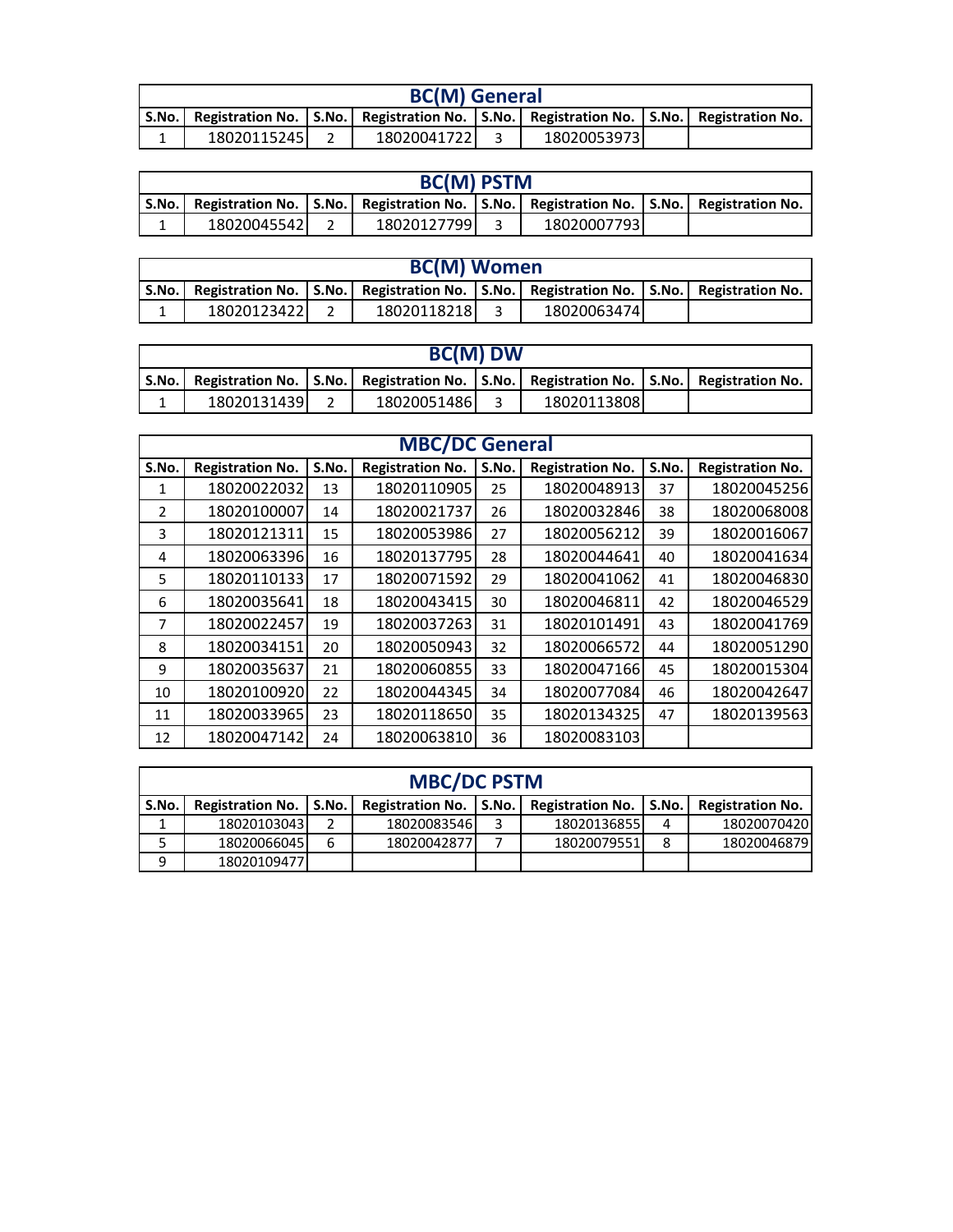## BC(M) General

| S.No. | Registration No. | S.No. | Registration No. | S.No. | Registration No. | S.No. | Registration No. |
|---|---|---|---|---|---|---|---|
| 1 | 18020115245 | 2 | 18020041722 | 3 | 18020053973 | | |

## BC(M) PSTM

| S.No. | Registration No. | S.No. | Registration No. | S.No. | Registration No. | S.No. | Registration No. |
|---|---|---|---|---|---|---|---|
| 1 | 18020045542 | 2 | 18020127799 | 3 | 18020007793 | | |

## BC(M) Women

| S.No. | Registration No. | S.No. | Registration No. | S.No. | Registration No. | S.No. | Registration No. |
|---|---|---|---|---|---|---|---|
| 1 | 18020123422 | 2 | 18020118218 | 3 | 18020063474 | | |

## BC(M) DW

| S.No. | Registration No. | S.No. | Registration No. | S.No. | Registration No. | S.No. | Registration No. |
|---|---|---|---|---|---|---|---|
| 1 | 18020131439 | 2 | 18020051486 | 3 | 18020113808 | | |

## MBC/DC General

| S.No. | Registration No. | S.No. | Registration No. | S.No. | Registration No. | S.No. | Registration No. |
|---|---|---|---|---|---|---|---|
| 1 | 18020022032 | 13 | 18020110905 | 25 | 18020048913 | 37 | 18020045256 |
| 2 | 18020100007 | 14 | 18020021737 | 26 | 18020032846 | 38 | 18020068008 |
| 3 | 18020121311 | 15 | 18020053986 | 27 | 18020056212 | 39 | 18020016067 |
| 4 | 18020063396 | 16 | 18020137795 | 28 | 18020044641 | 40 | 18020041634 |
| 5 | 18020110133 | 17 | 18020071592 | 29 | 18020041062 | 41 | 18020046830 |
| 6 | 18020035641 | 18 | 18020043415 | 30 | 18020046811 | 42 | 18020046529 |
| 7 | 18020022457 | 19 | 18020037263 | 31 | 18020101491 | 43 | 18020041769 |
| 8 | 18020034151 | 20 | 18020050943 | 32 | 18020066572 | 44 | 18020051290 |
| 9 | 18020035637 | 21 | 18020060855 | 33 | 18020047166 | 45 | 18020015304 |
| 10 | 18020100920 | 22 | 18020044345 | 34 | 18020077084 | 46 | 18020042647 |
| 11 | 18020033965 | 23 | 18020118650 | 35 | 18020134325 | 47 | 18020139563 |
| 12 | 18020047142 | 24 | 18020063810 | 36 | 18020083103 | | |

## MBC/DC PSTM

| S.No. | Registration No. | S.No. | Registration No. | S.No. | Registration No. | S.No. | Registration No. |
|---|---|---|---|---|---|---|---|
| 1 | 18020103043 | 2 | 18020083546 | 3 | 18020136855 | 4 | 18020070420 |
| 5 | 18020066045 | 6 | 18020042877 | 7 | 18020079551 | 8 | 18020046879 |
| 9 | 18020109477 | | | | | | |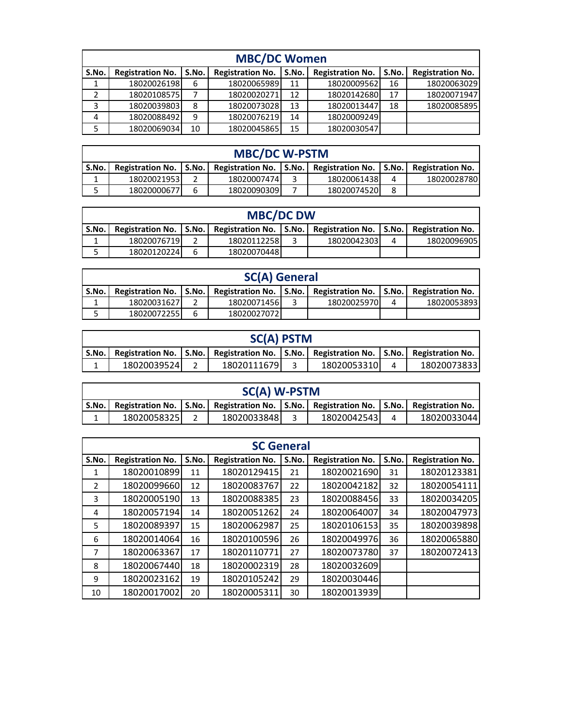| MBC/DC Women | | | | | | | |
|---|---|---|---|---|---|---|---|
| **S.No.** | **Registration No.** | **S.No.** | **Registration No.** | **S.No.** | **Registration No.** | **S.No.** | **Registration No.** |
| 1 | 18020026198 | 6 | 18020065989 | 11 | 18020009562 | 16 | 18020063029 |
| 2 | 18020108575 | 7 | 18020020271 | 12 | 18020142680 | 17 | 18020071947 |
| 3 | 18020039803 | 8 | 18020073028 | 13 | 18020013447 | 18 | 18020085895 |
| 4 | 18020088492 | 9 | 18020076219 | 14 | 18020009249 | | |
| 5 | 18020069034 | 10 | 18020045865 | 15 | 18020030547 | | |

| MBC/DC W-PSTM | | | | | | | |
|---|---|---|---|---|---|---|---|
| **S.No.** | **Registration No.** | **S.No.** | **Registration No.** | **S.No.** | **Registration No.** | **S.No.** | **Registration No.** |
| 1 | 18020021953 | 2 | 18020007474 | 3 | 18020061438 | 4 | 18020028780 |
| 5 | 18020000677 | 6 | 18020090309 | 7 | 18020074520 | 8 | |

| MBC/DC DW | | | | | | | |
|---|---|---|---|---|---|---|---|
| **S.No.** | **Registration No.** | **S.No.** | **Registration No.** | **S.No.** | **Registration No.** | **S.No.** | **Registration No.** |
| 1 | 18020076719 | 2 | 18020112258 | 3 | 18020042303 | 4 | 18020096905 |
| 5 | 18020120224 | 6 | 18020070448 | | | | |

| SC(A) General | | | | | | | |
|---|---|---|---|---|---|---|---|
| **S.No.** | **Registration No.** | **S.No.** | **Registration No.** | **S.No.** | **Registration No.** | **S.No.** | **Registration No.** |
| 1 | 18020031627 | 2 | 18020071456 | 3 | 18020025970 | 4 | 18020053893 |
| 5 | 18020072255 | 6 | 18020027072 | | | | |

| SC(A) PSTM | | | | | | | |
|---|---|---|---|---|---|---|---|
| **S.No.** | **Registration No.** | **S.No.** | **Registration No.** | **S.No.** | **Registration No.** | **S.No.** | **Registration No.** |
| 1 | 18020039524 | 2 | 18020111679 | 3 | 18020053310 | 4 | 18020073833 |

| SC(A) W-PSTM | | | | | | | |
|---|---|---|---|---|---|---|---|
| **S.No.** | **Registration No.** | **S.No.** | **Registration No.** | **S.No.** | **Registration No.** | **S.No.** | **Registration No.** |
| 1 | 18020058325 | 2 | 18020033848 | 3 | 18020042543 | 4 | 18020033044 |

| SC General | | | | | | | |
|---|---|---|---|---|---|---|---|
| **S.No.** | **Registration No.** | **S.No.** | **Registration No.** | **S.No.** | **Registration No.** | **S.No.** | **Registration No.** |
| 1 | 18020010899 | 11 | 18020129415 | 21 | 18020021690 | 31 | 18020123381 |
| 2 | 18020099660 | 12 | 18020083767 | 22 | 18020042182 | 32 | 18020054111 |
| 3 | 18020005190 | 13 | 18020088385 | 23 | 18020088456 | 33 | 18020034205 |
| 4 | 18020057194 | 14 | 18020051262 | 24 | 18020064007 | 34 | 18020047973 |
| 5 | 18020089397 | 15 | 18020062987 | 25 | 18020106153 | 35 | 18020039898 |
| 6 | 18020014064 | 16 | 18020100596 | 26 | 18020049976 | 36 | 18020065880 |
| 7 | 18020063367 | 17 | 18020110771 | 27 | 18020073780 | 37 | 18020072413 |
| 8 | 18020067440 | 18 | 18020002319 | 28 | 18020032609 | | |
| 9 | 18020023162 | 19 | 18020105242 | 29 | 18020030446 | | |
| 10 | 18020017002 | 20 | 18020005311 | 30 | 18020013939 | | |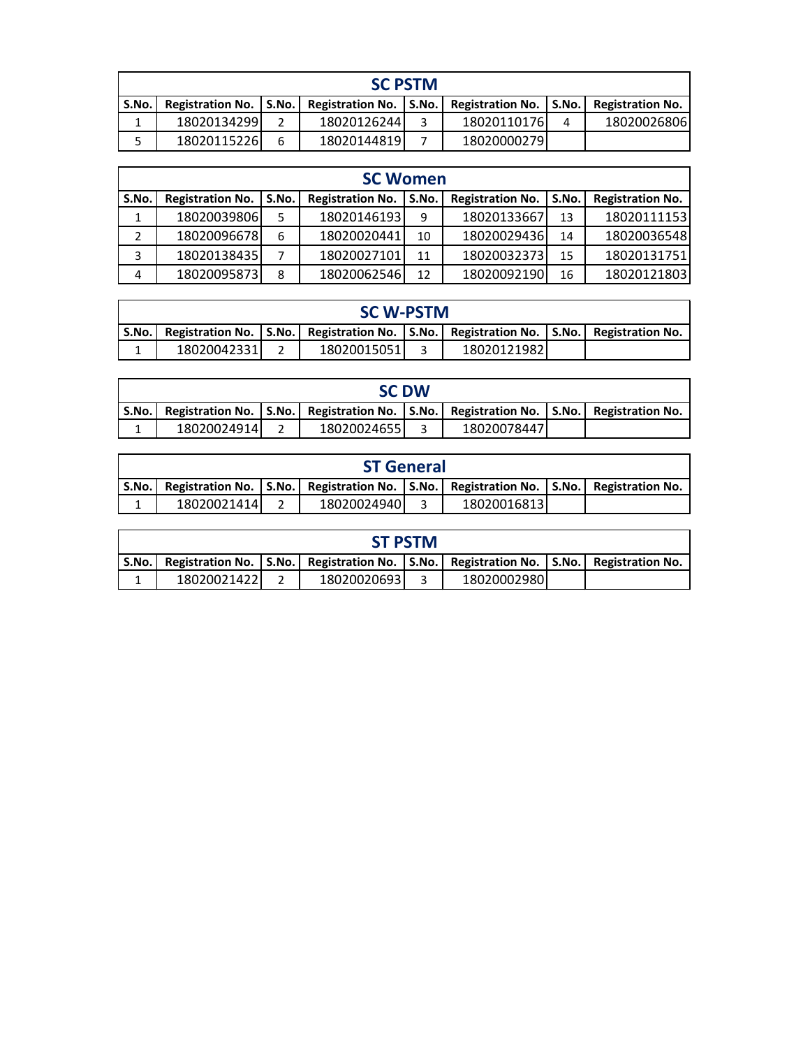| SC PSTM | | | | | | | |
|---|---|---|---|---|---|---|---|
| S.No. | Registration No. | S.No. | Registration No. | S.No. | Registration No. | S.No. | Registration No. |
| 1 | 18020134299 | 2 | 18020126244 | 3 | 18020110176 | 4 | 18020026806 |
| 5 | 18020115226 | 6 | 18020144819 | 7 | 18020000279 | | |

| SC Women | | | | | | | |
|---|---|---|---|---|---|---|---|
| S.No. | Registration No. | S.No. | Registration No. | S.No. | Registration No. | S.No. | Registration No. |
| 1 | 18020039806 | 5 | 18020146193 | 9 | 18020133667 | 13 | 18020111153 |
| 2 | 18020096678 | 6 | 18020020441 | 10 | 18020029436 | 14 | 18020036548 |
| 3 | 18020138435 | 7 | 18020027101 | 11 | 18020032373 | 15 | 18020131751 |
| 4 | 18020095873 | 8 | 18020062546 | 12 | 18020092190 | 16 | 18020121803 |

| SC W-PSTM | | | | | | | |
|---|---|---|---|---|---|---|---|
| S.No. | Registration No. | S.No. | Registration No. | S.No. | Registration No. | S.No. | Registration No. |
| 1 | 18020042331 | 2 | 18020015051 | 3 | 18020121982 | | |

| SC DW | | | | | | | |
|---|---|---|---|---|---|---|---|
| S.No. | Registration No. | S.No. | Registration No. | S.No. | Registration No. | S.No. | Registration No. |
| 1 | 18020024914 | 2 | 18020024655 | 3 | 18020078447 | | |

| ST General | | | | | | | |
|---|---|---|---|---|---|---|---|
| S.No. | Registration No. | S.No. | Registration No. | S.No. | Registration No. | S.No. | Registration No. |
| 1 | 18020021414 | 2 | 18020024940 | 3 | 18020016813 | | |

| ST PSTM | | | | | | | |
|---|---|---|---|---|---|---|---|
| S.No. | Registration No. | S.No. | Registration No. | S.No. | Registration No. | S.No. | Registration No. |
| 1 | 18020021422 | 2 | 18020020693 | 3 | 18020002980 | | |